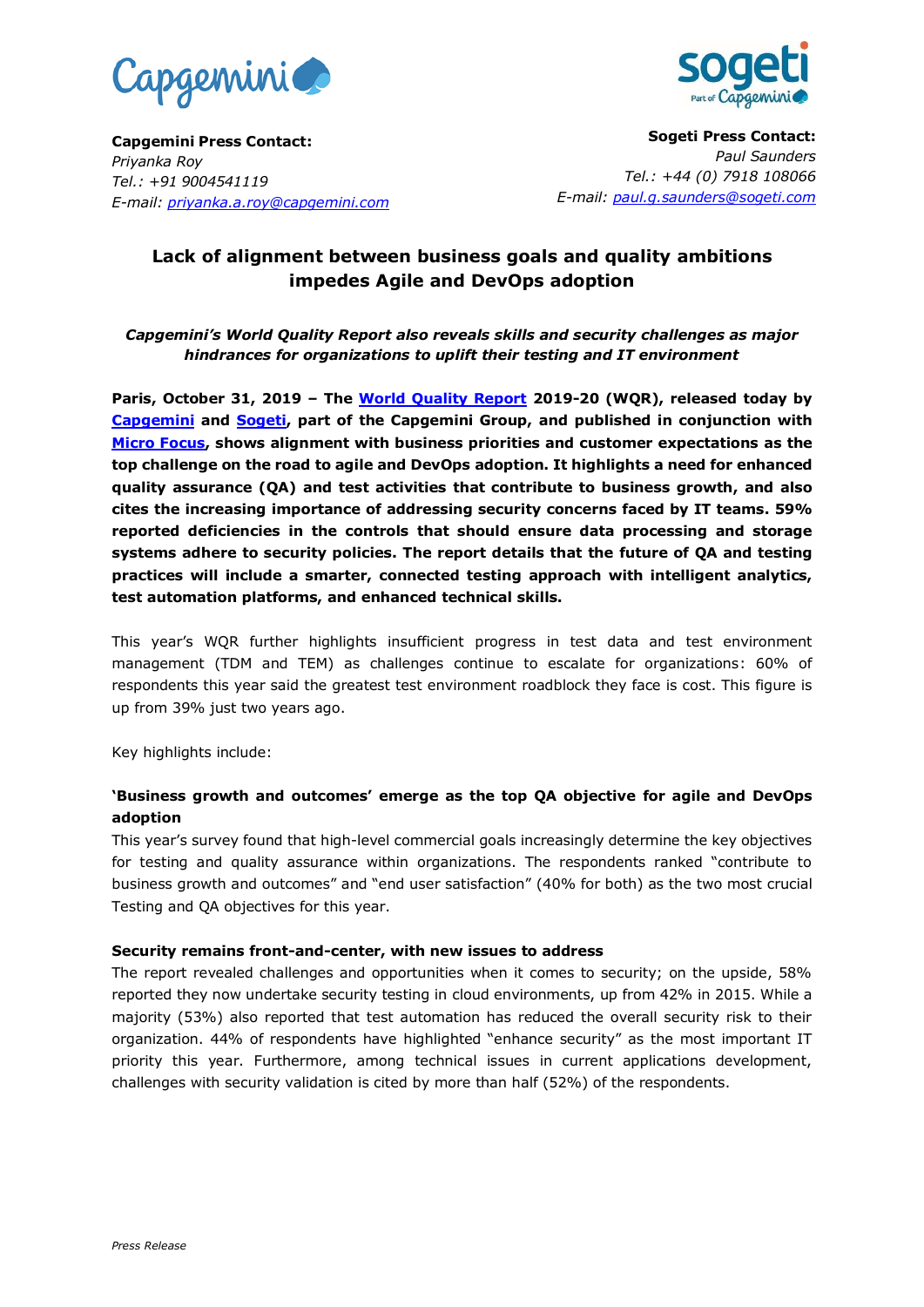**Capgemini Press Contact:**
*Priyanka Roy*
*Tel.: +91 9004541119*
*E-mail: priyanka.a.roy@capgemini.com*

**Sogeti Press Contact:**
*Paul Saunders*
*Tel.: +44 (0) 7918 108066*
*E-mail: paul.g.saunders@sogeti.com*

# Lack of alignment between business goals and quality ambitions impedes Agile and DevOps adoption

***Capgemini's World Quality Report also reveals skills and security challenges as major hindrances for organizations to uplift their testing and IT environment***

**Paris, October 31, 2019 – The World Quality Report 2019-20 (WQR), released today by Capgemini and Sogeti, part of the Capgemini Group, and published in conjunction with Micro Focus, shows alignment with business priorities and customer expectations as the top challenge on the road to agile and DevOps adoption. It highlights a need for enhanced quality assurance (QA) and test activities that contribute to business growth, and also cites the increasing importance of addressing security concerns faced by IT teams. 59% reported deficiencies in the controls that should ensure data processing and storage systems adhere to security policies. The report details that the future of QA and testing practices will include a smarter, connected testing approach with intelligent analytics, test automation platforms, and enhanced technical skills.**

This year's WQR further highlights insufficient progress in test data and test environment management (TDM and TEM) as challenges continue to escalate for organizations: 60% of respondents this year said the greatest test environment roadblock they face is cost. This figure is up from 39% just two years ago.

Key highlights include:

**'Business growth and outcomes' emerge as the top QA objective for agile and DevOps adoption**
This year's survey found that high-level commercial goals increasingly determine the key objectives for testing and quality assurance within organizations. The respondents ranked "contribute to business growth and outcomes" and "end user satisfaction" (40% for both) as the two most crucial Testing and QA objectives for this year.

**Security remains front-and-center, with new issues to address**
The report revealed challenges and opportunities when it comes to security; on the upside, 58% reported they now undertake security testing in cloud environments, up from 42% in 2015. While a majority (53%) also reported that test automation has reduced the overall security risk to their organization. 44% of respondents have highlighted "enhance security" as the most important IT priority this year. Furthermore, among technical issues in current applications development, challenges with security validation is cited by more than half (52%) of the respondents.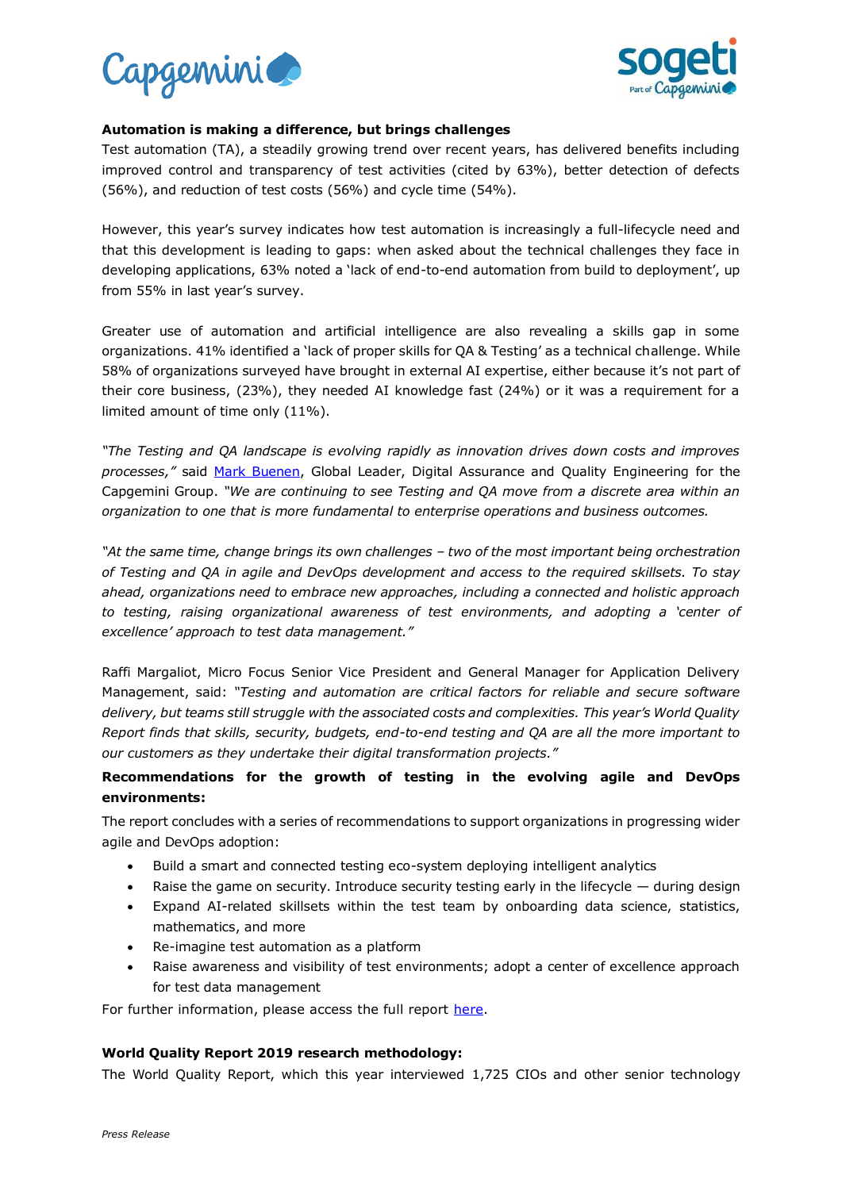**Automation is making a difference, but brings challenges**

Test automation (TA), a steadily growing trend over recent years, has delivered benefits including improved control and transparency of test activities (cited by 63%), better detection of defects (56%), and reduction of test costs (56%) and cycle time (54%).

However, this year's survey indicates how test automation is increasingly a full-lifecycle need and that this development is leading to gaps: when asked about the technical challenges they face in developing applications, 63% noted a 'lack of end-to-end automation from build to deployment', up from 55% in last year's survey.

Greater use of automation and artificial intelligence are also revealing a skills gap in some organizations. 41% identified a 'lack of proper skills for QA & Testing' as a technical challenge. While 58% of organizations surveyed have brought in external AI expertise, either because it's not part of their core business, (23%), they needed AI knowledge fast (24%) or it was a requirement for a limited amount of time only (11%).

*"The Testing and QA landscape is evolving rapidly as innovation drives down costs and improves processes,"* said [Mark Buenen](), Global Leader, Digital Assurance and Quality Engineering for the Capgemini Group. *"We are continuing to see Testing and QA move from a discrete area within an organization to one that is more fundamental to enterprise operations and business outcomes.*

*"At the same time, change brings its own challenges – two of the most important being orchestration of Testing and QA in agile and DevOps development and access to the required skillsets. To stay ahead, organizations need to embrace new approaches, including a connected and holistic approach to testing, raising organizational awareness of test environments, and adopting a 'center of excellence' approach to test data management."*

Raffi Margaliot, Micro Focus Senior Vice President and General Manager for Application Delivery Management, said: *"Testing and automation are critical factors for reliable and secure software delivery, but teams still struggle with the associated costs and complexities. This year's World Quality Report finds that skills, security, budgets, end-to-end testing and QA are all the more important to our customers as they undertake their digital transformation projects."*

**Recommendations for the growth of testing in the evolving agile and DevOps environments:**

The report concludes with a series of recommendations to support organizations in progressing wider agile and DevOps adoption:

- Build a smart and connected testing eco-system deploying intelligent analytics
- Raise the game on security. Introduce security testing early in the lifecycle — during design
- Expand AI-related skillsets within the test team by onboarding data science, statistics, mathematics, and more
- Re-imagine test automation as a platform
- Raise awareness and visibility of test environments; adopt a center of excellence approach for test data management

For further information, please access the full report [here]().

**World Quality Report 2019 research methodology:**

The World Quality Report, which this year interviewed 1,725 CIOs and other senior technology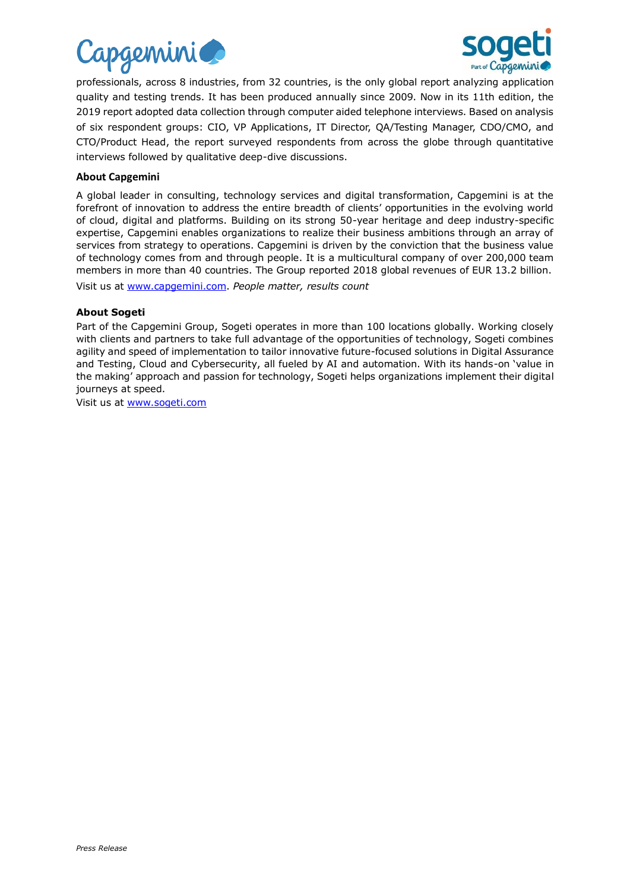professionals, across 8 industries, from 32 countries, is the only global report analyzing application quality and testing trends. It has been produced annually since 2009. Now in its 11th edition, the 2019 report adopted data collection through computer aided telephone interviews. Based on analysis of six respondent groups: CIO, VP Applications, IT Director, QA/Testing Manager, CDO/CMO, and CTO/Product Head, the report surveyed respondents from across the globe through quantitative interviews followed by qualitative deep-dive discussions.

**About Capgemini**

A global leader in consulting, technology services and digital transformation, Capgemini is at the forefront of innovation to address the entire breadth of clients' opportunities in the evolving world of cloud, digital and platforms. Building on its strong 50-year heritage and deep industry-specific expertise, Capgemini enables organizations to realize their business ambitions through an array of services from strategy to operations. Capgemini is driven by the conviction that the business value of technology comes from and through people. It is a multicultural company of over 200,000 team members in more than 40 countries. The Group reported 2018 global revenues of EUR 13.2 billion.

Visit us at [www.capgemini.com](http://www.capgemini.com). *People matter, results count*

**About Sogeti**

Part of the Capgemini Group, Sogeti operates in more than 100 locations globally. Working closely with clients and partners to take full advantage of the opportunities of technology, Sogeti combines agility and speed of implementation to tailor innovative future-focused solutions in Digital Assurance and Testing, Cloud and Cybersecurity, all fueled by AI and automation. With its hands-on 'value in the making' approach and passion for technology, Sogeti helps organizations implement their digital journeys at speed.

Visit us at [www.sogeti.com](http://www.sogeti.com)